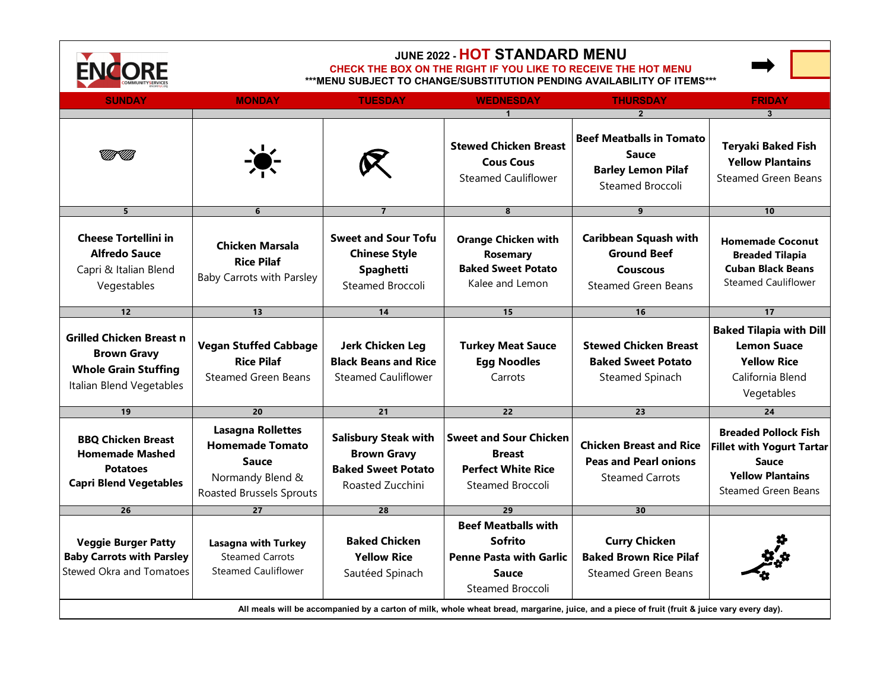ENCORE COMMUNITY SERVICES

# JUNE 2022 - HOT STANDARD MENU

**CHECK THE BOX ON THE RIGHT IF YOU LIKE TO RECEIVE THE HOT MENU**

**\*\*\*MENU SUBJECT TO CHANGE/SUBSTITUTION PENDING AVAILABILITY OF ITEMS\*\*\***

| SUNDAY | MONDAY | TUESDAY | WEDNESDAY | THURSDAY | FRIDAY |
|---|---|---|---|---|---|
| | | | 1 | 2 | 3 |
| | | | **Stewed Chicken Breast**<br>**Cous Cous**<br>Steamed Cauliflower | **Beef Meatballs in Tomato Sauce**<br>**Barley Lemon Pilaf**<br>Steamed Broccoli | **Teryaki Baked Fish**<br>**Yellow Plantains**<br>Steamed Green Beans |
| 5 | 6 | 7 | 8 | 9 | 10 |
| **Cheese Tortellini in Alfredo Sauce**<br>Capri & Italian Blend Vegestables | **Chicken Marsala**<br>**Rice Pilaf**<br>Baby Carrots with Parsley | **Sweet and Sour Tofu**<br>**Chinese Style Spaghetti**<br>Steamed Broccoli | **Orange Chicken with Rosemary**<br>**Baked Sweet Potato**<br>Kalee and Lemon | **Caribbean Squash with Ground Beef**<br>**Couscous**<br>Steamed Green Beans | **Homemade Coconut Breaded Tilapia**<br>**Cuban Black Beans**<br>Steamed Cauliflower |
| 12 | 13 | 14 | 15 | 16 | 17 |
| **Grilled Chicken Breast n Brown Gravy**<br>**Whole Grain Stuffing**<br>Italian Blend Vegetables | **Vegan Stuffed Cabbage**<br>**Rice Pilaf**<br>Steamed Green Beans | **Jerk Chicken Leg**<br>**Black Beans and Rice**<br>Steamed Cauliflower | **Turkey Meat Sauce**<br>**Egg Noodles**<br>Carrots | **Stewed Chicken Breast**<br>**Baked Sweet Potato**<br>Steamed Spinach | **Baked Tilapia with Dill Lemon Suace**<br>**Yellow Rice**<br>California Blend Vegetables |
| 19 | 20 | 21 | 22 | 23 | 24 |
| **BBQ Chicken Breast**<br>**Homemade Mashed Potatoes**<br>**Capri Blend Vegetables** | **Lasagna Rollettes**<br>**Homemade Tomato Sauce**<br>Normandy Blend & Roasted Brussels Sprouts | **Salisbury Steak with Brown Gravy**<br>**Baked Sweet Potato**<br>Roasted Zucchini | **Sweet and Sour Chicken Breast**<br>**Perfect White Rice**<br>Steamed Broccoli | **Chicken Breast and Rice**<br>**Peas and Pearl onions**<br>Steamed Carrots | **Breaded Pollock Fish Fillet with Yogurt Tartar Sauce**<br>**Yellow Plantains**<br>Steamed Green Beans |
| 26 | 27 | 28 | 29 | 30 | |
| **Veggie Burger Patty**<br>**Baby Carrots with Parsley**<br>Stewed Okra and Tomatoes | **Lasagna with Turkey**<br>Steamed Carrots<br>Steamed Cauliflower | **Baked Chicken**<br>**Yellow Rice**<br>Sautéed Spinach | **Beef Meatballs with Sofrito**<br>**Penne Pasta with Garlic Sauce**<br>Steamed Broccoli | **Curry Chicken**<br>**Baked Brown Rice Pilaf**<br>Steamed Green Beans | |

**All meals will be accompanied by a carton of milk, whole wheat bread, margarine, juice, and a piece of fruit (fruit & juice vary every day).**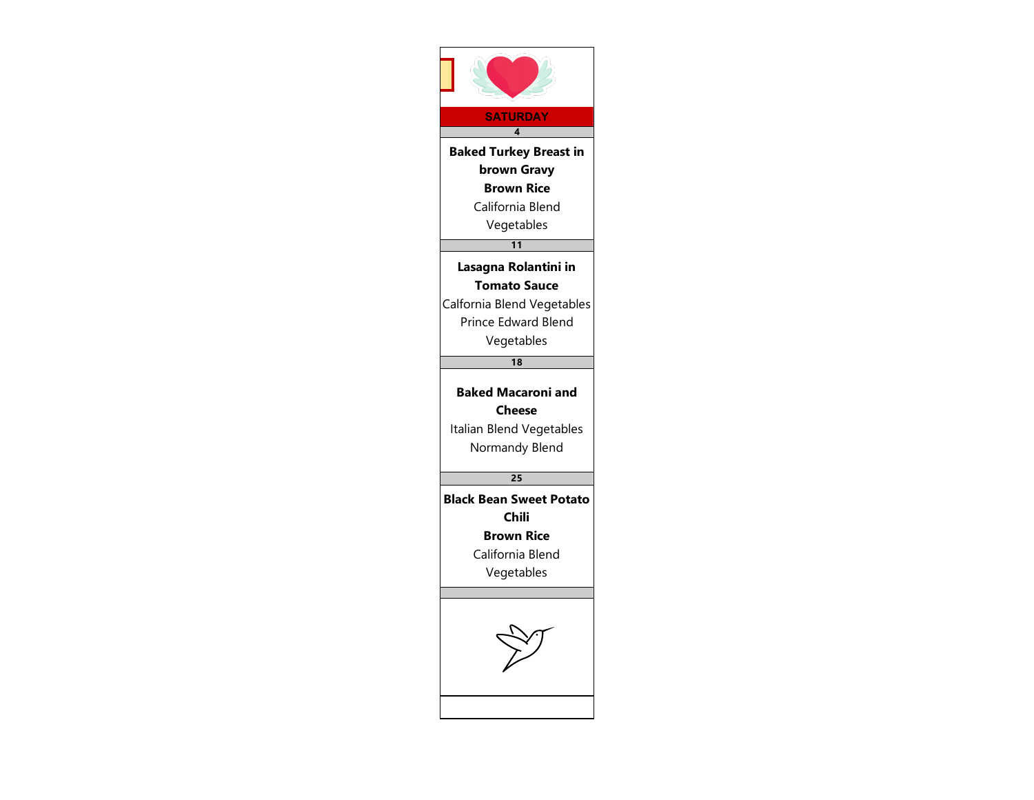| SATURDAY |
| --- |
| 4 |
| **Baked Turkey Breast in brown Gravy**<br>**Brown Rice**<br>California Blend Vegetables |
| 11 |
| **Lasagna Rolantini in Tomato Sauce**<br>Calfornia Blend Vegetables<br>Prince Edward Blend Vegetables |
| 18 |
| **Baked Macaroni and Cheese**<br>Italian Blend Vegetables<br>Normandy Blend |
| 25 |
| **Black Bean Sweet Potato Chili**<br>**Brown Rice**<br>California Blend Vegetables |